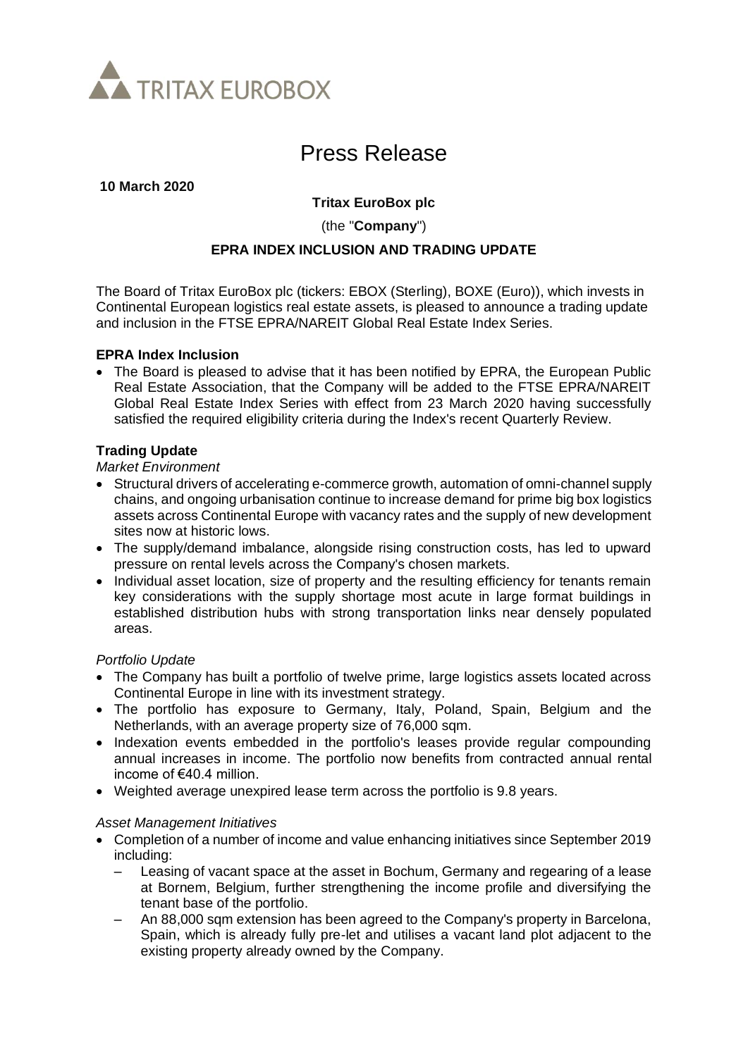TRITAX EUROBOX

# Press Release

**10 March 2020**

**Tritax EuroBox plc**

(the "**Company**")

**EPRA INDEX INCLUSION AND TRADING UPDATE**

The Board of Tritax EuroBox plc (tickers: EBOX (Sterling), BOXE (Euro)), which invests in Continental European logistics real estate assets, is pleased to announce a trading update and inclusion in the FTSE EPRA/NAREIT Global Real Estate Index Series.

**EPRA Index Inclusion**

- The Board is pleased to advise that it has been notified by EPRA, the European Public Real Estate Association, that the Company will be added to the FTSE EPRA/NAREIT Global Real Estate Index Series with effect from 23 March 2020 having successfully satisfied the required eligibility criteria during the Index's recent Quarterly Review.

**Trading Update**

*Market Environment*

- Structural drivers of accelerating e-commerce growth, automation of omni-channel supply chains, and ongoing urbanisation continue to increase demand for prime big box logistics assets across Continental Europe with vacancy rates and the supply of new development sites now at historic lows.
- The supply/demand imbalance, alongside rising construction costs, has led to upward pressure on rental levels across the Company's chosen markets.
- Individual asset location, size of property and the resulting efficiency for tenants remain key considerations with the supply shortage most acute in large format buildings in established distribution hubs with strong transportation links near densely populated areas.

*Portfolio Update*

- The Company has built a portfolio of twelve prime, large logistics assets located across Continental Europe in line with its investment strategy.
- The portfolio has exposure to Germany, Italy, Poland, Spain, Belgium and the Netherlands, with an average property size of 76,000 sqm.
- Indexation events embedded in the portfolio's leases provide regular compounding annual increases in income. The portfolio now benefits from contracted annual rental income of €40.4 million.
- Weighted average unexpired lease term across the portfolio is 9.8 years.

*Asset Management Initiatives*

- Completion of a number of income and value enhancing initiatives since September 2019 including:
  - Leasing of vacant space at the asset in Bochum, Germany and regearing of a lease at Bornem, Belgium, further strengthening the income profile and diversifying the tenant base of the portfolio.
  - An 88,000 sqm extension has been agreed to the Company's property in Barcelona, Spain, which is already fully pre-let and utilises a vacant land plot adjacent to the existing property already owned by the Company.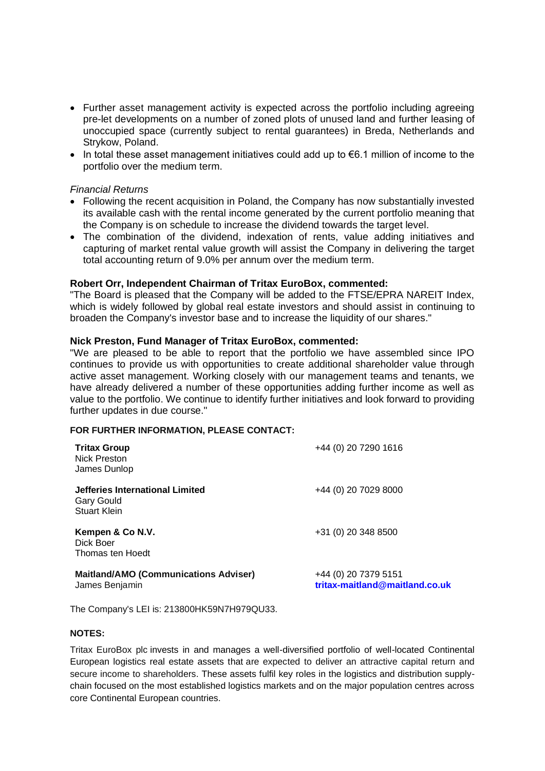- Further asset management activity is expected across the portfolio including agreeing pre-let developments on a number of zoned plots of unused land and further leasing of unoccupied space (currently subject to rental guarantees) in Breda, Netherlands and Strykow, Poland.
- In total these asset management initiatives could add up to €6.1 million of income to the portfolio over the medium term.

*Financial Returns*

- Following the recent acquisition in Poland, the Company has now substantially invested its available cash with the rental income generated by the current portfolio meaning that the Company is on schedule to increase the dividend towards the target level.
- The combination of the dividend, indexation of rents, value adding initiatives and capturing of market rental value growth will assist the Company in delivering the target total accounting return of 9.0% per annum over the medium term.

**Robert Orr, Independent Chairman of Tritax EuroBox, commented:**

"The Board is pleased that the Company will be added to the FTSE/EPRA NAREIT Index, which is widely followed by global real estate investors and should assist in continuing to broaden the Company's investor base and to increase the liquidity of our shares."

**Nick Preston, Fund Manager of Tritax EuroBox, commented:**

"We are pleased to be able to report that the portfolio we have assembled since IPO continues to provide us with opportunities to create additional shareholder value through active asset management. Working closely with our management teams and tenants, we have already delivered a number of these opportunities adding further income as well as value to the portfolio. We continue to identify further initiatives and look forward to providing further updates in due course."

**FOR FURTHER INFORMATION, PLEASE CONTACT:**

| | |
|---|---|
| **Tritax Group**<br>Nick Preston<br>James Dunlop | +44 (0) 20 7290 1616 |
| **Jefferies International Limited**<br>Gary Gould<br>Stuart Klein | +44 (0) 20 7029 8000 |
| **Kempen & Co N.V.**<br>Dick Boer<br>Thomas ten Hoedt | +31 (0) 20 348 8500 |
| **Maitland/AMO (Communications Adviser)**<br>James Benjamin | +44 (0) 20 7379 5151<br>**tritax-maitland@maitland.co.uk** |

The Company's LEI is: 213800HK59N7H979QU33.

**NOTES:**

Tritax EuroBox plc invests in and manages a well-diversified portfolio of well-located Continental European logistics real estate assets that are expected to deliver an attractive capital return and secure income to shareholders. These assets fulfil key roles in the logistics and distribution supply-chain focused on the most established logistics markets and on the major population centres across core Continental European countries.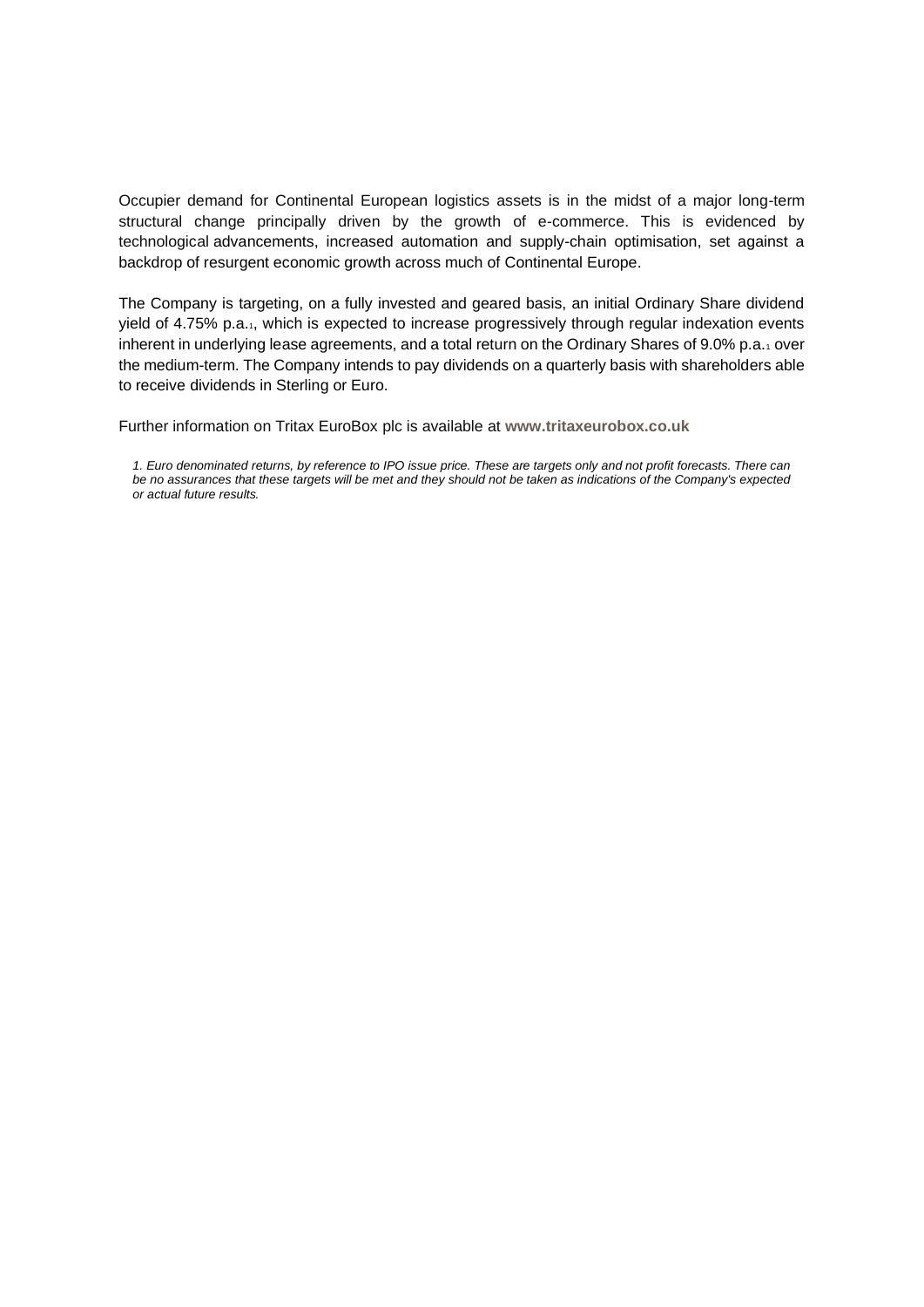Occupier demand for Continental European logistics assets is in the midst of a major long-term structural change principally driven by the growth of e-commerce. This is evidenced by technological advancements, increased automation and supply-chain optimisation, set against a backdrop of resurgent economic growth across much of Continental Europe.

The Company is targeting, on a fully invested and geared basis, an initial Ordinary Share dividend yield of 4.75% p.a.[1], which is expected to increase progressively through regular indexation events inherent in underlying lease agreements, and a total return on the Ordinary Shares of 9.0% p.a.[1] over the medium-term. The Company intends to pay dividends on a quarterly basis with shareholders able to receive dividends in Sterling or Euro.

Further information on Tritax EuroBox plc is available at **www.tritaxeurobox.co.uk**

*1. Euro denominated returns, by reference to IPO issue price. These are targets only and not profit forecasts. There can be no assurances that these targets will be met and they should not be taken as indications of the Company's expected or actual future results.*